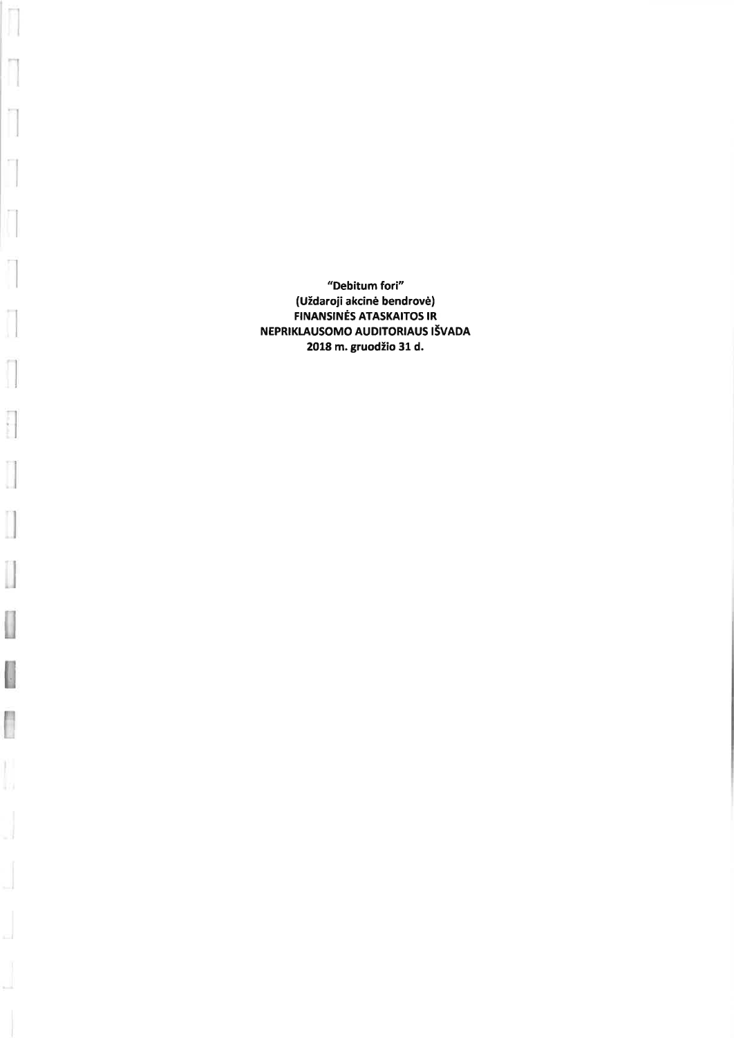**"Debitum fori"**
**(Uždaroji akcinė bendrovė)**
**FINANSINĖS ATASKAITOS IR**
**NEPRIKLAUSOMO AUDITORIAUS IŠVADA**
**2018 m. gruodžio 31 d.**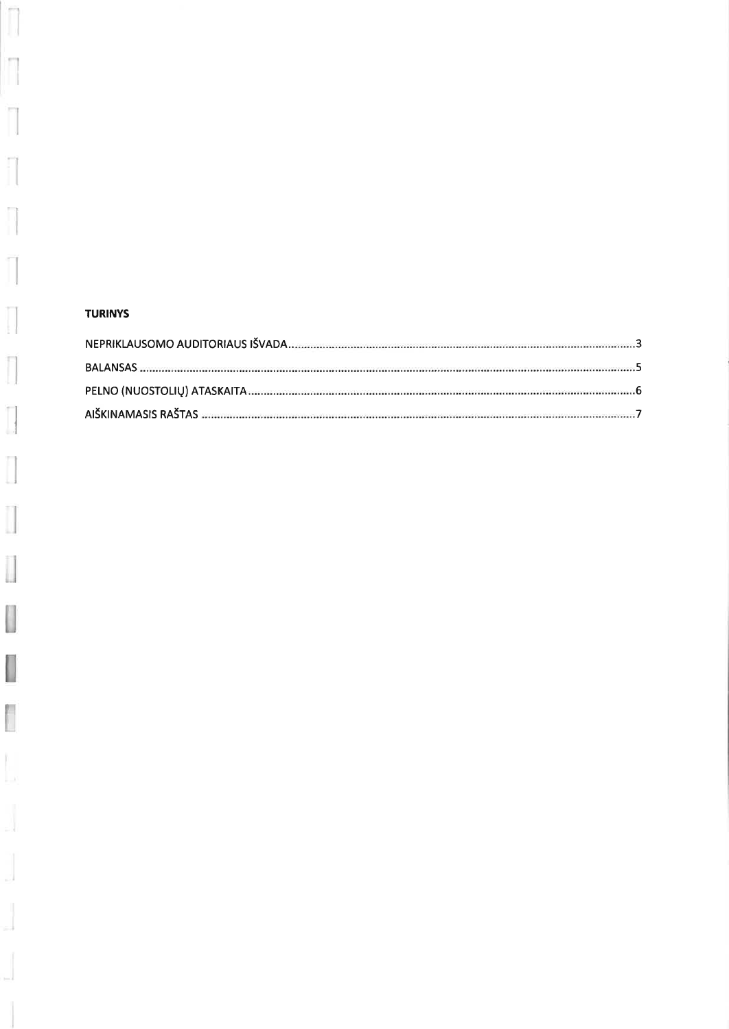**TURINYS**

NEPRIKLAUSOMO AUDITORIAUS IŠVADA ........................................................................................................ 3

BALANSAS ........................................................................................................................................................ 5

PELNO (NUOSTOLIŲ) ATASKAITA .................................................................................................................. 6

AIŠKINAMASIS RAŠTAS .................................................................................................................................. 7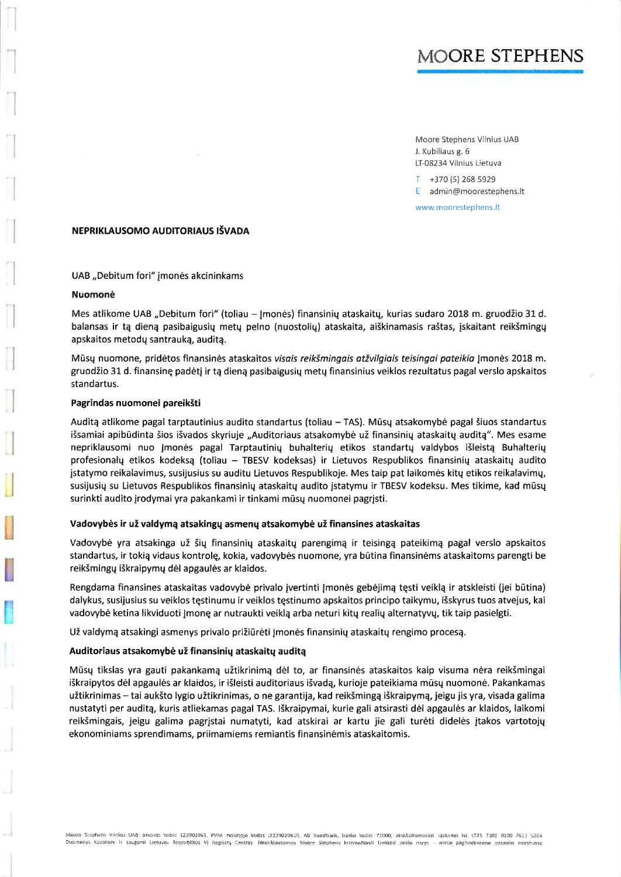MOORE STEPHENS

Moore Stephens Vilnius UAB
J. Kubiliaus g. 6
LT-08234 Vilnius Lietuva

T +370 (5) 268 5929
E admin@moorestephens.lt

www.moorestephens.lt

## NEPRIKLAUSOMO AUDITORIAUS IŠVADA

UAB „Debitum fori" įmonės akcininkams

### Nuomonė

Mes atlikome UAB „Debitum fori" (toliau – Įmonės) finansinių ataskaitų, kurias sudaro 2018 m. gruodžio 31 d. balansas ir tą dieną pasibaigusių metų pelno (nuostolių) ataskaita, aiškinamasis raštas, įskaitant reikšmingų apskaitos metodų santrauką, auditą.

Mūsų nuomone, pridėtos finansinės ataskaitos *visais reikšmingais atžvilgiais teisingai pateikia* Įmonės 2018 m. gruodžio 31 d. finansinę padėtį ir tą dieną pasibaigusių metų finansinius veiklos rezultatus pagal verslo apskaitos standartus.

### Pagrindas nuomonei pareikšti

Auditą atlikome pagal tarptautinius audito standartus (toliau – TAS). Mūsų atsakomybė pagal šiuos standartus išsamiai apibūdinta šios išvados skyriuje „Auditoriaus atsakomybė už finansinių ataskaitų auditą". Mes esame nepriklausomi nuo Įmonės pagal Tarptautinių buhalterių etikos standartų valdybos išleistą Buhalterių profesionalų etikos kodeksą (toliau – TBESV kodeksas) ir Lietuvos Respublikos finansinių ataskaitų audito įstatymo reikalavimus, susijusius su auditu Lietuvos Respublikoje. Mes taip pat laikomės kitų etikos reikalavimų, susijusių su Lietuvos Respublikos finansinių ataskaitų audito įstatymu ir TBESV kodeksu. Mes tikime, kad mūsų surinkti audito įrodymai yra pakankami ir tinkami mūsų nuomonei pagrįsti.

### Vadovybės ir už valdymą atsakingų asmenų atsakomybė už finansines ataskaitas

Vadovybė yra atsakinga už šių finansinių ataskaitų parengimą ir teisingą pateikimą pagal verslo apskaitos standartus, ir tokią vidaus kontrolę, kokia, vadovybės nuomone, yra būtina finansinėms ataskaitoms parengti be reikšmingų iškraipymų dėl apgaulės ar klaidos.

Rengdama finansines ataskaitas vadovybė privalo įvertinti Įmonės gebėjimą tęsti veiklą ir atskleisti (jei būtina) dalykus, susijusius su veiklos tęstinumu ir veiklos tęstinumo apskaitos principo taikymu, išskyrus tuos atvejus, kai vadovybė ketina likviduoti Įmonę ar nutraukti veiklą arba neturi kitų realių alternatyvų, tik taip pasielgti.

Už valdymą atsakingi asmenys privalo prižiūrėti Įmonės finansinių ataskaitų rengimo procesą.

### Auditoriaus atsakomybė už finansinių ataskaitų auditą

Mūsų tikslas yra gauti pakankamą užtikrinimą dėl to, ar finansinės ataskaitos kaip visuma nėra reikšmingai iškraipytos dėl apgaulės ar klaidos, ir išleisti auditoriaus išvadą, kurioje pateikiama mūsų nuomonė. Pakankamas užtikrinimas – tai aukšto lygio užtikrinimas, o ne garantija, kad reikšmingą iškraipymą, jeigu jis yra, visada galima nustatyti per auditą, kuris atliekamas pagal TAS. Iškraipymai, kurie gali atsirasti dėl apgaulės ar klaidos, laikomi reikšmingais, jeigu galima pagrįstai numatyti, kad atskirai ar kartu jie gali turėti didelės įtakos vartotojų ekonominiams sprendimams, priimamiems remiantis finansinėmis ataskaitomis.

Moore Stephens Vilnius UAB, įmonės kodas 123903963, PVM mokėtojo kodas LT239039610, AB Swedbank, banko kodas 73000, atsiskaitomosios sąskaitos Nr. LT25 7300 0100 7613 5264
Duomenys kaupiami ir saugomi Lietuvos Respublikos VĮ Registrų Centras. Nepriklausomas Moore Stephens International Limited tinklo narys – nariai pagrindiniuose pasaulio miestuose.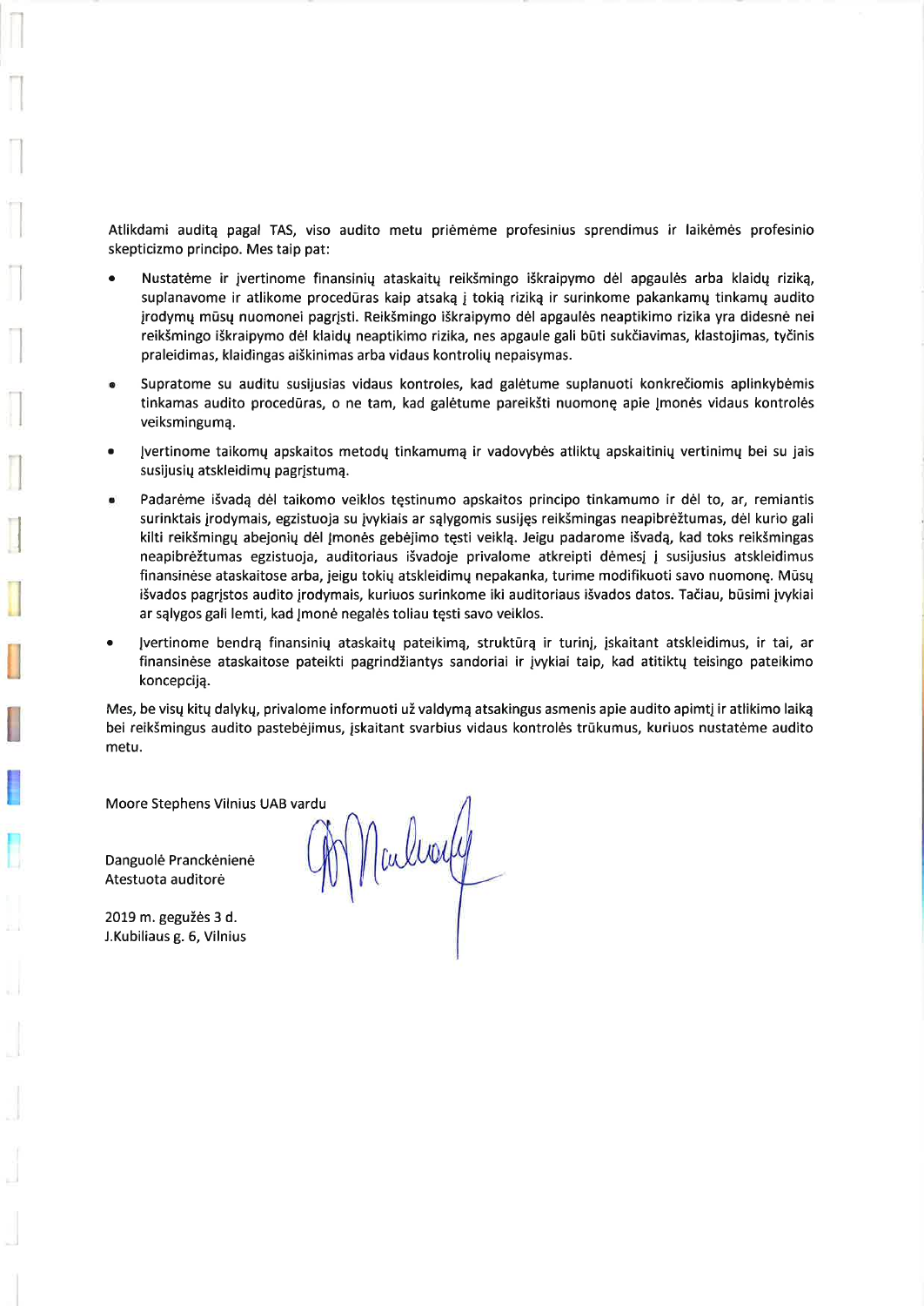Atlikdami auditą pagal TAS, viso audito metu priėmėme profesinius sprendimus ir laikėmės profesinio skepticizmo principo. Mes taip pat:

- Nustatėme ir įvertinome finansinių ataskaitų reikšmingo iškraipymo dėl apgaulės arba klaidų riziką, suplanavome ir atlikome procedūras kaip atsaką į tokią riziką ir surinkome pakankamų tinkamų audito įrodymų mūsų nuomonei pagrįsti. Reikšmingo iškraipymo dėl apgaulės neaptikimo rizika yra didesnė nei reikšmingo iškraipymo dėl klaidų neaptikimo rizika, nes apgaulė gali būti sukčiavimas, klastojimas, tyčinis praleidimas, klaidingas aiškinimas arba vidaus kontrolių nepaisymas.

- Supratome su auditu susijusias vidaus kontroles, kad galėtume suplanuoti konkrečiomis aplinkybėmis tinkamas audito procedūras, o ne tam, kad galėtume pareikšti nuomonę apie Įmonės vidaus kontrolės veiksmingumą.

- Įvertinome taikomų apskaitos metodų tinkamumą ir vadovybės atliktų apskaitinių vertinimų bei su jais susijusių atskleidimų pagrįstumą.

- Padarėme išvadą dėl taikomo veiklos tęstinumo apskaitos principo tinkamumo ir dėl to, ar, remiantis surinktais įrodymais, egzistuoja su įvykiais ar sąlygomis susijęs reikšmingas neapibrėžtumas, dėl kurio gali kilti reikšmingų abejonių dėl Įmonės gebėjimo tęsti veiklą. Jeigu padarome išvadą, kad toks reikšmingas neapibrėžtumas egzistuoja, auditoriaus išvadoje privalome atkreipti dėmesį į susijusius atskleidimus finansinėse ataskaitose arba, jeigu tokių atskleidimų nepakanka, turime modifikuoti savo nuomonę. Mūsų išvados pagrįstos audito įrodymais, kuriuos surinkome iki auditoriaus išvados datos. Tačiau, būsimi įvykiai ar sąlygos gali lemti, kad Įmonė negalės toliau tęsti savo veiklos.

- Įvertinome bendrą finansinių ataskaitų pateikimą, struktūrą ir turinį, įskaitant atskleidimus, ir tai, ar finansinėse ataskaitose pateikti pagrindžiantys sandoriai ir įvykiai taip, kad atitiktų teisingo pateikimo koncepciją.

Mes, be visų kitų dalykų, privalome informuoti už valdymą atsakingus asmenis apie audito apimtį ir atlikimo laiką bei reikšmingus audito pastebėjimus, įskaitant svarbius vidaus kontrolės trūkumus, kuriuos nustatėme audito metu.

Moore Stephens Vilnius UAB vardu

Danguolė Pranckėnienė
Atestuota auditorė

2019 m. gegužės 3 d.
J.Kubiliaus g. 6, Vilnius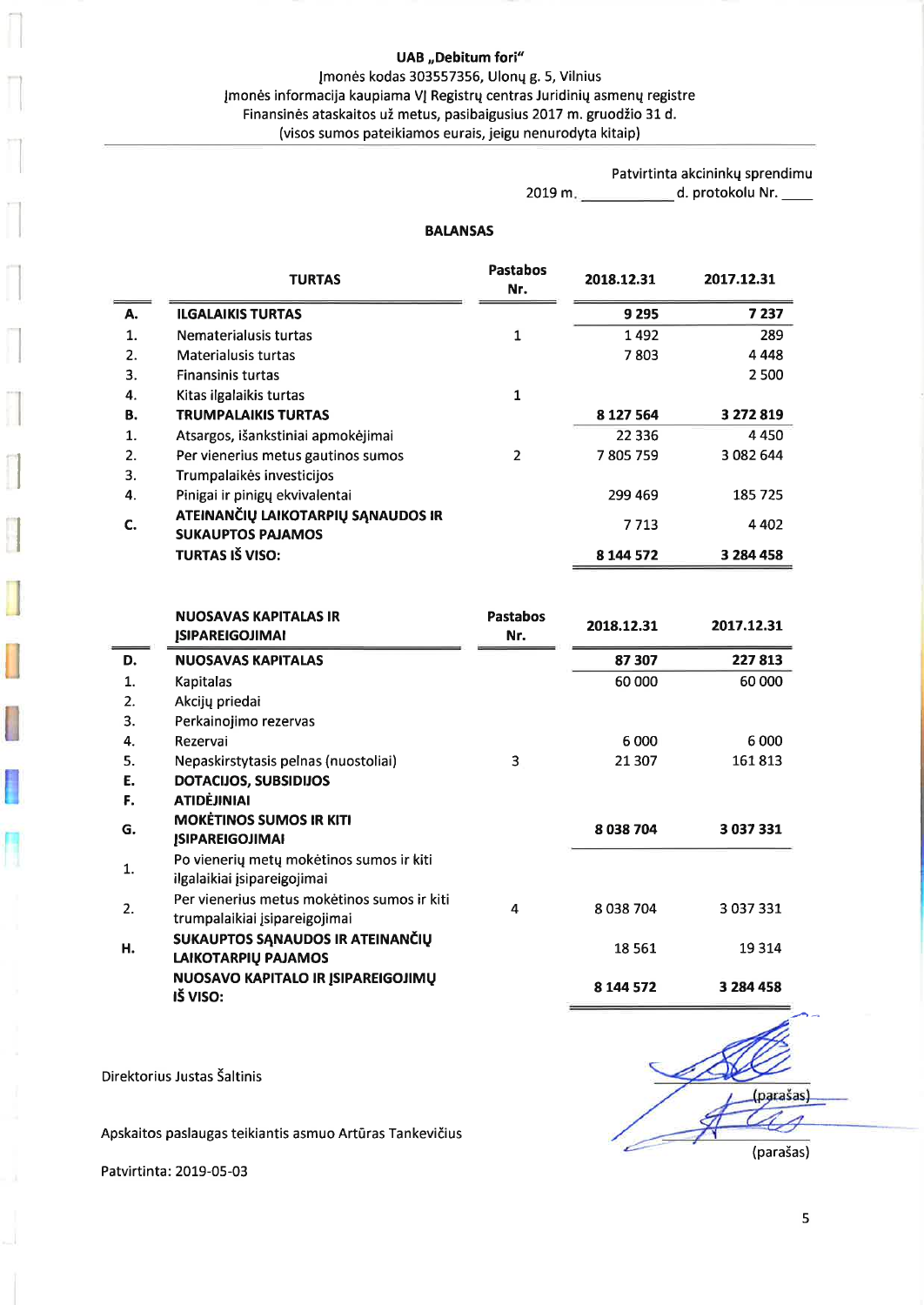**UAB „Debitum fori"**

Įmonės kodas 303557356, Ulonų g. 5, Vilnius

Įmonės informacija kaupiama VĮ Registrų centras Juridinių asmenų registre

Finansinės ataskaitos už metus, pasibaigusius 2017 m. gruodžio 31 d.

(visos sumos pateikiamos eurais, jeigu nenurodyta kitaip)

Patvirtinta akcininkų sprendimu

2019 m. ___________ d. protokolu Nr. ____

## BALANSAS

| | TURTAS | Pastabos Nr. | 2018.12.31 | 2017.12.31 |
|---|---|---|---|---|
| **A.** | **ILGALAIKIS TURTAS** | | **9 295** | **7 237** |
| 1. | Nematerialusis turtas | 1 | 1 492 | 289 |
| 2. | Materialusis turtas | | 7 803 | 4 448 |
| 3. | Finansinis turtas | | | 2 500 |
| 4. | Kitas ilgalaikis turtas | 1 | | |
| **B.** | **TRUMPALAIKIS TURTAS** | | **8 127 564** | **3 272 819** |
| 1. | Atsargos, išankstiniai apmokėjimai | | 22 336 | 4 450 |
| 2. | Per vienerius metus gautinos sumos | 2 | 7 805 759 | 3 082 644 |
| 3. | Trumpalaikės investicijos | | | |
| 4. | Pinigai ir pinigų ekvivalentai | | 299 469 | 185 725 |
| **C.** | **ATEINANČIŲ LAIKOTARPIŲ SĄNAUDOS IR SUKAUPTOS PAJAMOS** | | 7 713 | 4 402 |
| | **TURTAS IŠ VISO:** | | **8 144 572** | **3 284 458** |

| | NUOSAVAS KAPITALAS IR ĮSIPAREIGOJIMAI | Pastabos Nr. | 2018.12.31 | 2017.12.31 |
|---|---|---|---|---|
| **D.** | **NUOSAVAS KAPITALAS** | | **87 307** | **227 813** |
| 1. | Kapitalas | | 60 000 | 60 000 |
| 2. | Akcijų priedai | | | |
| 3. | Perkainojimo rezervas | | | |
| 4. | Rezervai | | 6 000 | 6 000 |
| 5. | Nepaskirstytasis pelnas (nuostoliai) | 3 | 21 307 | 161 813 |
| **E.** | **DOTACIJOS, SUBSIDIJOS** | | | |
| **F.** | **ATIDĖJINIAI** | | | |
| **G.** | **MOKĖTINOS SUMOS IR KITI ĮSIPAREIGOJIMAI** | | **8 038 704** | **3 037 331** |
| 1. | Po vienerių metų mokėtinos sumos ir kiti ilgalaikiai įsipareigojimai | | | |
| 2. | Per vienerius metus mokėtinos sumos ir kiti trumpalaikiai įsipareigojimai | 4 | 8 038 704 | 3 037 331 |
| **H.** | **SUKAUPTOS SĄNAUDOS IR ATEINANČIŲ LAIKOTARPIŲ PAJAMOS** | | 18 561 | 19 314 |
| | **NUOSAVO KAPITALO IR ĮSIPAREIGOJIMŲ IŠ VISO:** | | **8 144 572** | **3 284 458** |

Direktorius Justas Šaltinis (parašas)

Apskaitos paslaugas teikiantis asmuo Artūras Tankevičius (parašas)

Patvirtinta: 2019-05-03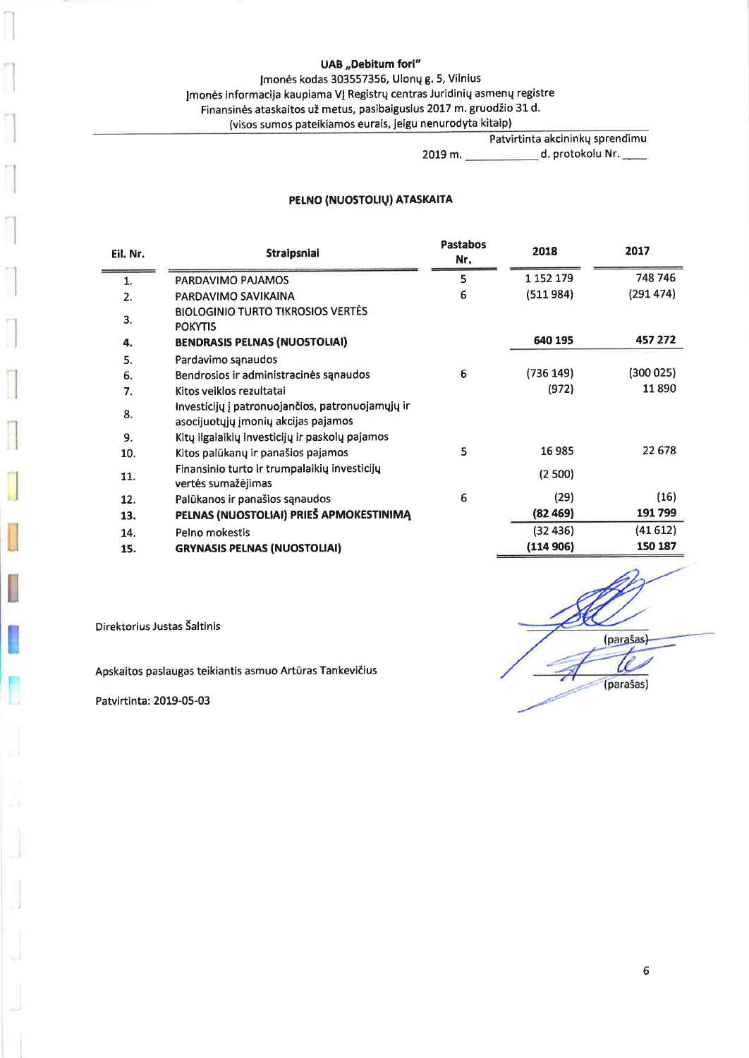**UAB „Debitum fori"**

Įmonės kodas 303557356, Ulonų g. 5, Vilnius

Įmonės informacija kaupiama VĮ Registrų centras Juridinių asmenų registre

Finansinės ataskaitos už metus, pasibaigusius 2017 m. gruodžio 31 d.

(visos sumos pateikiamos eurais, jeigu nenurodyta kitaip)

Patvirtinta akcininkų sprendimu

2019 m. ___________ d. protokolu Nr. ____

## PELNO (NUOSTOLIŲ) ATASKAITA

| Eil. Nr. | Straipsniai | Pastabos Nr. | 2018 | 2017 |
|---|---|---|---|---|
| 1. | PARDAVIMO PAJAMOS | 5 | 1 152 179 | 748 746 |
| 2. | PARDAVIMO SAVIKAINA | 6 | (511 984) | (291 474) |
| 3. | BIOLOGINIO TURTO TIKROSIOS VERTĖS POKYTIS | | | |
| 4. | **BENDRASIS PELNAS (NUOSTOLIAI)** | | **640 195** | **457 272** |
| 5. | Pardavimo sąnaudos | | | |
| 6. | Bendrosios ir administracinės sąnaudos | 6 | (736 149) | (300 025) |
| 7. | Kitos veiklos rezultatai | | (972) | 11 890 |
| 8. | Investicijų į patronuojančios, patronuojamųjų ir asocijuotųjų įmonių akcijas pajamos | | | |
| 9. | Kitų ilgalaikių investicijų ir paskolų pajamos | | | |
| 10. | Kitos palūkanų ir panašios pajamos | 5 | 16 985 | 22 678 |
| 11. | Finansinio turto ir trumpalaikių investicijų vertės sumažėjimas | | (2 500) | |
| 12. | Palūkanos ir panašios sąnaudos | 6 | (29) | (16) |
| 13. | **PELNAS (NUOSTOLIAI) PRIEŠ APMOKESTINIMĄ** | | **(82 469)** | **191 799** |
| 14. | Pelno mokestis | | (32 436) | (41 612) |
| 15. | **GRYNASIS PELNAS (NUOSTOLIAI)** | | **(114 906)** | **150 187** |

Direktorius Justas Šaltinis (parašas)

Apskaitos paslaugas teikiantis asmuo Artūras Tankevičius (parašas)

Patvirtinta: 2019-05-03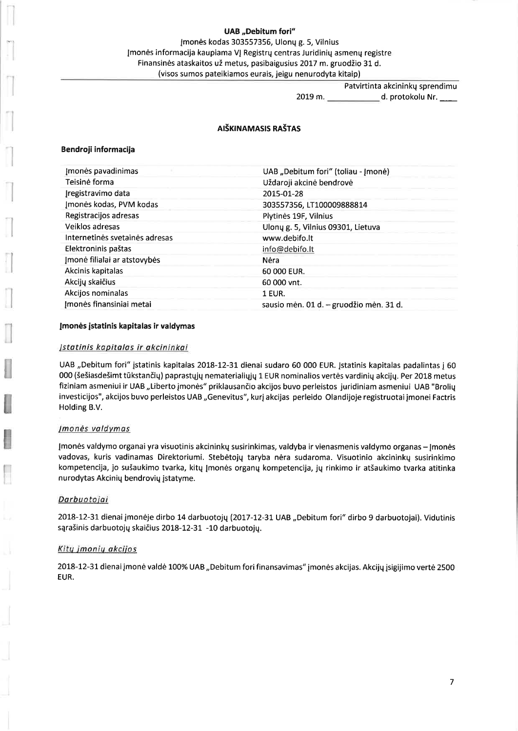**UAB „Debitum fori"**
Įmonės kodas 303557356, Ulonų g. 5, Vilnius
Įmonės informacija kaupiama VĮ Registrų centras Juridinių asmenų registre
Finansinės ataskaitos už metus, pasibaigusius 2017 m. gruodžio 31 d.
(visos sumos pateikiamos eurais, jeigu nenurodyta kitaip)

Patvirtinta akcininkų sprendimu
2019 m. ____________ d. protokolu Nr. ____

## AIŠKINAMASIS RAŠTAS

### Bendroji informacija

| | |
|---|---|
| Įmonės pavadinimas | UAB „Debitum fori" (toliau - Įmonė) |
| Teisinė forma | Uždaroji akcinė bendrovė |
| Įregistravimo data | 2015-01-28 |
| Įmonės kodas, PVM kodas | 303557356, LT100009888814 |
| Registracijos adresas | Plytinės 19F, Vilnius |
| Veiklos adresas | Ulonų g. 5, Vilnius 09301, Lietuva |
| Internetinės svetainės adresas | www.debifo.lt |
| Elektroninis paštas | info@debifo.lt |
| Įmonė filialai ar atstovybės | Nėra |
| Akcinis kapitalas | 60 000 EUR. |
| Akcijų skaičius | 60 000 vnt. |
| Akcijos nominalas | 1 EUR. |
| Įmonės finansiniai metai | sausio mėn. 01 d. – gruodžio mėn. 31 d. |

### Įmonės įstatinis kapitalas ir valdymas

*Įstatinis kapitalas ir akcininkai*

UAB „Debitum fori" įstatinis kapitalas 2018-12-31 dienai sudaro 60 000 EUR. Įstatinis kapitalas padalintas į 60 000 (šešiasdešimt tūkstančių) paprastųjų nematerialiųjų 1 EUR nominalios vertės vardinių akcijų. Per 2018 metus fiziniam asmeniui ir UAB „Liberto įmonės" priklausančio akcijos buvo perleistos juridiniam asmeniui UAB "Brolių investicijos", akcijos buvo perleistos UAB „Genevitus", kurį akcijas perleido Olandijoje registruotai įmonei Factris Holding B.V.

*Įmonės valdymas*

Įmonės valdymo organai yra visuotinis akcininkų susirinkimas, valdyba ir vienasmenis valdymo organas – Įmonės vadovas, kuris vadinamas Direktoriumi. Stebėtojų taryba nėra sudaroma. Visuotinio akcininkų susirinkimo kompetencija, jo sušaukimo tvarka, kitų Įmonės organų kompetencija, jų rinkimo ir atšaukimo tvarka atitinka nurodytas Akcinių bendrovių įstatyme.

*Darbuotojai*

2018-12-31 dienai įmonėje dirbo 14 darbuotojų (2017-12-31 UAB „Debitum fori" dirbo 9 darbuotojai). Vidutinis sąrašinis darbuotojų skaičius 2018-12-31 -10 darbuotojų.

*Kitų įmonių akcijos*

2018-12-31 dienai įmonė valdė 100% UAB „Debitum fori finansavimas" įmonės akcijas. Akcijų įsigijimo vertė 2500 EUR.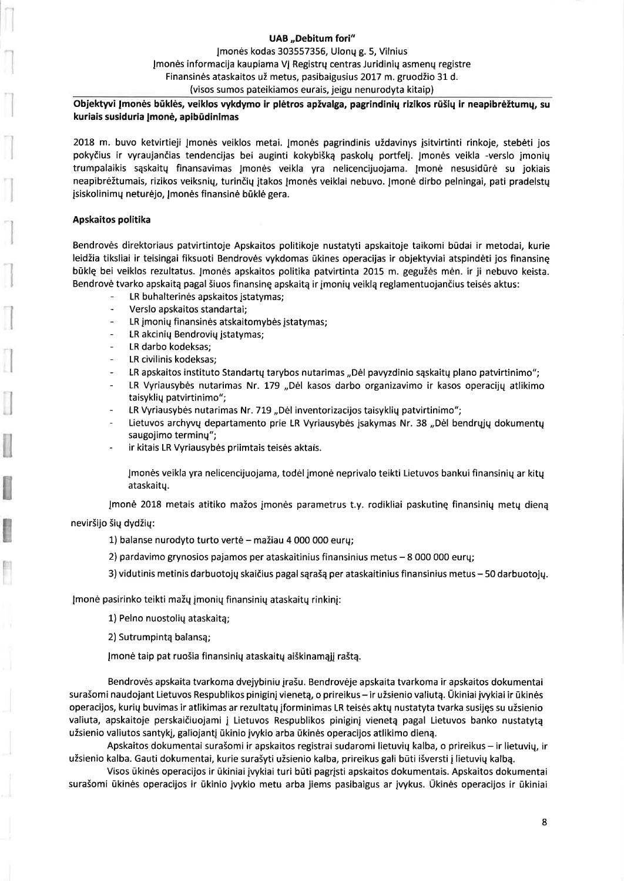**UAB „Debitum fori"**

Įmonės kodas 303557356, Ulonų g. 5, Vilnius

Įmonės informacija kaupiama VĮ Registrų centras Juridinių asmenų registre

Finansinės ataskaitos už metus, pasibaigusius 2017 m. gruodžio 31 d.

(visos sumos pateikiamos eurais, jeigu nenurodyta kitaip)

**Objektyvi Įmonės būklės, veiklos vykdymo ir plėtros apžvalga, pagrindinių rizikos rūšių ir neapibrėžtumų, su kuriais susiduria Įmonė, apibūdinimas**

2018 m. buvo ketvirtieji Įmonės veiklos metai. Įmonės pagrindinis uždavinys įsitvirtinti rinkoje, stebėti jos pokyčius ir vyraujančias tendencijas bei auginti kokybišką paskolų portfelį. Įmonės veikla -verslo įmonių trumpalaikis sąskaitų finansavimas Įmonės veikla yra nelicencijuojama. Įmonė nesusidūrė su jokiais neapibrėžtumais, rizikos veiksnių, turinčių įtakos Įmonės veiklai nebuvo. Įmonė dirbo pelningai, pati pradelstų įsiskolinimų neturėjo, Įmonės finansinė būklė gera.

**Apskaitos politika**

Bendrovės direktoriaus patvirtintoje Apskaitos politikoje nustatyti apskaitoje taikomi būdai ir metodai, kurie leidžia tiksliai ir teisingai fiksuoti Bendrovės vykdomas ūkines operacijas ir objektyviai atspindėti jos finansinę būklę bei veiklos rezultatus. Įmonės apskaitos politika patvirtinta 2015 m. gegužės mėn. ir ji nebuvo keista. Bendrovė tvarko apskaitą pagal šiuos finansinę apskaitą ir įmonių veiklą reglamentuojančius teisės aktus:

- LR buhalterinės apskaitos įstatymas;
- Verslo apskaitos standartai;
- LR įmonių finansinės atskaitomybės įstatymas;
- LR akcinių Bendrovių įstatymas;
- LR darbo kodeksas;
- LR civilinis kodeksas;
- LR apskaitos instituto Standartų tarybos nutarimas „Dėl pavyzdinio sąskaitų plano patvirtinimo";
- LR Vyriausybės nutarimas Nr. 179 „Dėl kasos darbo organizavimo ir kasos operacijų atlikimo taisyklių patvirtinimo";
- LR Vyriausybės nutarimas Nr. 719 „Dėl inventorizacijos taisyklių patvirtinimo";
- Lietuvos archyvų departamento prie LR Vyriausybės įsakymas Nr. 38 „Dėl bendrųjų dokumentų saugojimo terminų";
- ir kitais LR Vyriausybės priimtais teisės aktais.

Įmonės veikla yra nelicencijuojama, todėl įmonė neprivalo teikti Lietuvos bankui finansinių ar kitų ataskaitų.

Įmonė 2018 metais atitiko mažos įmonės parametrus t.y. rodikliai paskutinę finansinių metų dieną neviršijo šių dydžių:

1) balanse nurodyto turto vertė – mažiau 4 000 000 eurų;

2) pardavimo grynosios pajamos per ataskaitinius finansinius metus – 8 000 000 eurų;

3) vidutinis metinis darbuotojų skaičius pagal sąrašą per ataskaitinius finansinius metus – 50 darbuotojų.

Įmonė pasirinko teikti mažų įmonių finansinių ataskaitų rinkinį:

1) Pelno nuostolių ataskaitą;

2) Sutrumpintą balansą;

Įmonė taip pat ruošia finansinių ataskaitų aiškinamąjį raštą.

Bendrovės apskaita tvarkoma dvejybiniu įrašu. Bendrovėje apskaita tvarkoma ir apskaitos dokumentai surašomi naudojant Lietuvos Respublikos piniginį vienetą, o prireikus – ir užsienio valiutą. Ūkiniai įvykiai ir ūkinės operacijos, kurių buvimas ir atlikimas ar rezultatų įforminimas LR teisės aktų nustatyta tvarka susijęs su užsienio valiuta, apskaitoje perskaičiuojami į Lietuvos Respublikos piniginį vienetą pagal Lietuvos banko nustatytą užsienio valiutos santykį, galiojantį ūkinio įvykio arba ūkinės operacijos atlikimo dieną.

Apskaitos dokumentai surašomi ir apskaitos registrai sudaromi lietuvių kalba, o prireikus – ir lietuvių, ir užsienio kalba. Gauti dokumentai, kurie surašyti užsienio kalba, prireikus gali būti išversti į lietuvių kalbą.

Visos ūkinės operacijos ir ūkiniai įvykiai turi būti pagrįsti apskaitos dokumentais. Apskaitos dokumentai surašomi ūkinės operacijos ir ūkinio įvykio metu arba jiems pasibaigus ar įvykus. Ūkinės operacijos ir ūkiniai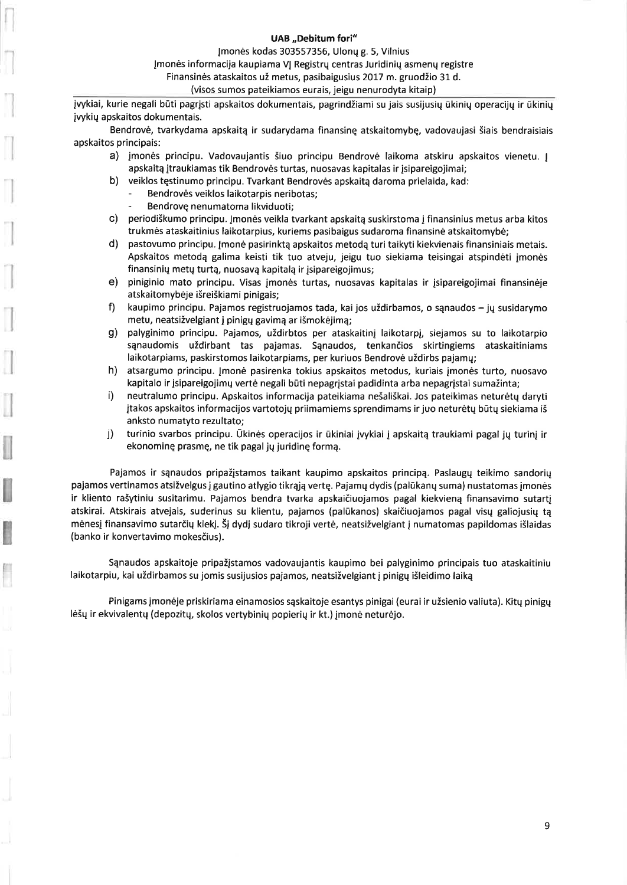įvykiai, kurie negali būti pagrįsti apskaitos dokumentais, pagrindžiami su jais susijusių ūkinių operacijų ir ūkinių įvykių apskaitos dokumentais.

Bendrovė, tvarkydama apskaitą ir sudarydama finansinę atskaitomybę, vadovaujasi šiais bendraisiais apskaitos principais:

a) įmonės principu. Vadovaujantis šiuo principu Bendrovė laikoma atskiru apskaitos vienetu. Į apskaitą įtraukiamas tik Bendrovės turtas, nuosavas kapitalas ir įsipareigojimai;
b) veiklos tęstinumo principu. Tvarkant Bendrovės apskaitą daroma prielaida, kad:
   - Bendrovės veiklos laikotarpis neribotas;
   - Bendrovę nenumatoma likviduoti;
c) periodiškumo principu. Įmonės veikla tvarkant apskaitą suskirstoma į finansinius metus arba kitos trukmės ataskaitinius laikotarpius, kuriems pasibaigus sudaroma finansinė atskaitomybė;
d) pastovumo principu. Įmonė pasirinktą apskaitos metodą turi taikyti kiekvienais finansiniais metais. Apskaitos metodą galima keisti tik tuo atveju, jeigu tuo siekiama teisingai atspindėti įmonės finansinių metų turtą, nuosavą kapitalą ir įsipareigojimus;
e) piniginio mato principu. Visas įmonės turtas, nuosavas kapitalas ir įsipareigojimai finansinėje atskaitomybėje išreiškiami pinigais;
f) kaupimo principu. Pajamos registruojamos tada, kai jos uždirbamos, o sąnaudos – jų susidarymo metu, neatsižvelgiant į pinigų gavimą ar išmokėjimą;
g) palyginimo principu. Pajamos, uždirbtos per ataskaitinį laikotarpį, siejamos su to laikotarpio sąnaudomis uždirbant tas pajamas. Sąnaudos, tenkančios skirtingiems ataskaitiniams laikotarpiams, paskirstomos laikotarpiams, per kuriuos Bendrovė uždirbs pajamų;
h) atsargumo principu. Įmonė pasirenka tokius apskaitos metodus, kuriais įmonės turto, nuosavo kapitalo ir įsipareigojimų vertė negali būti nepagrįstai padidinta arba nepagrįstai sumažinta;
i) neutralumo principu. Apskaitos informacija pateikiama nešališkai. Jos pateikimas neturėtų daryti įtakos apskaitos informacijos vartotojų priimamiems sprendimams ir juo neturėtų būtų siekiama iš anksto numatyto rezultato;
j) turinio svarbos principu. Ūkinės operacijos ir ūkiniai įvykiai į apskaitą traukiami pagal jų turinį ir ekonominę prasmę, ne tik pagal jų juridinę formą.

Pajamos ir sąnaudos pripažįstamos taikant kaupimo apskaitos principą. Paslaugų teikimo sandorių pajamos vertinamos atsižvelgus į gautino atlygio tikrąją vertę. Pajamų dydis (palūkanų suma) nustatomas įmonės ir kliento rašytiniu susitarimu. Pajamos bendra tvarka apskaičiuojamos pagal kiekvieną finansavimo sutartį atskirai. Atskirais atvejais, suderinus su klientu, pajamos (palūkanos) skaičiuojamos pagal visų galiojusių tą mėnesį finansavimo sutarčių kiekį. Šį dydį sudaro tikroji vertė, neatsižvelgiant į numatomas papildomas išlaidas (banko ir konvertavimo mokesčius).

Sąnaudos apskaitoje pripažįstamos vadovaujantis kaupimo bei palyginimo principais tuo ataskaitiniu laikotarpiu, kai uždirbamos su jomis susijusios pajamos, neatsižvelgiant į pinigų išleidimo laiką

Pinigams įmonėje priskiriama einamosios sąskaitoje esantys pinigai (eurai ir užsienio valiuta). Kitų pinigų lėšų ir ekvivalentų (depozitų, skolos vertybinių popierių ir kt.) įmonė neturėjo.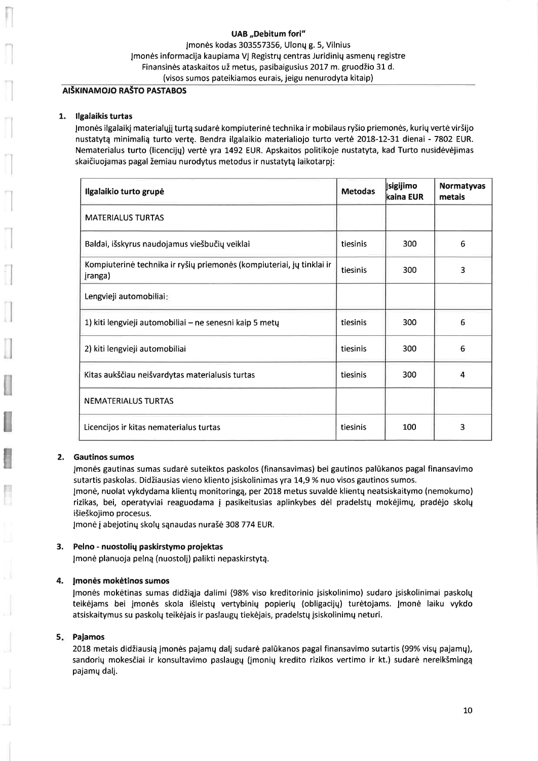**UAB „Debitum fori"**

Įmonės kodas 303557356, Ulonų g. 5, Vilnius

Įmonės informacija kaupiama VĮ Registrų centras Juridinių asmenų registre

Finansinės ataskaitos už metus, pasibaigusius 2017 m. gruodžio 31 d.

(visos sumos pateikiamos eurais, jeigu nenurodyta kitaip)

## AIŠKINAMOJO RAŠTO PASTABOS

### 1. Ilgalaikis turtas

Įmonės ilgalaikį materialųjį turtą sudarė kompiuterinė technika ir mobilaus ryšio priemonės, kurių vertė viršijo nustatytą minimalią turto vertę. Bendra ilgalaikio materialiojo turto vertė 2018-12-31 dienai - 7802 EUR. Nematerialus turto (licencijų) vertė yra 1492 EUR. Apskaitos politikoje nustatyta, kad Turto nusidėvėjimas skaičiuojamas pagal žemiau nurodytus metodus ir nustatytą laikotarpį:

| Ilgalaikio turto grupė | Metodas | Įsigijimo kaina EUR | Normatyvas metais |
|---|---|---|---|
| MATERIALUS TURTAS | | | |
| Baldai, išskyrus naudojamus viešbučių veiklai | tiesinis | 300 | 6 |
| Kompiuterinė technika ir ryšių priemonės (kompiuteriai, jų tinklai ir įranga) | tiesinis | 300 | 3 |
| Lengvieji automobiliai: | | | |
| 1) kiti lengvieji automobiliai – ne senesni kaip 5 metų | tiesinis | 300 | 6 |
| 2) kiti lengvieji automobiliai | tiesinis | 300 | 6 |
| Kitas aukščiau neišvardytas materialusis turtas | tiesinis | 300 | 4 |
| NEMATERIALUS TURTAS | | | |
| Licencijos ir kitas nematerialus turtas | tiesinis | 100 | 3 |

### 2. Gautinos sumos

Įmonės gautinas sumas sudarė suteiktos paskolos (finansavimas) bei gautinos palūkanos pagal finansavimo sutartis paskolas. Didžiausias vieno kliento įsiskolinimas yra 14,9 % nuo visos gautinos sumos.

Įmonė, nuolat vykdydama klientų monitoringą, per 2018 metus suvaldė klientų neatsiskaitymo (nemokumo) rizikas, bei, operatyviai reaguodama į pasikeitusias aplinkybes dėl pradelstų mokėjimų, pradėjo skolų išieškojimo procesus.

Įmonė į abejotinų skolų sąnaudas nurašė 308 774 EUR.

### 3. Pelno - nuostolių paskirstymo projektas

Įmonė planuoja pelną (nuostolį) palikti nepaskirstytą.

### 4. Įmonės mokėtinos sumos

Įmonės mokėtinas sumas didžiąja dalimi (98% viso kreditorinio įsiskolinimo) sudaro įsiskolinimai paskolų teikėjams bei įmonės skola išleistų vertybinių popierių (obligacijų) turėtojams. Įmonė laiku vykdo atsiskaitymus su paskolų teikėjais ir paslaugų tiekėjais, pradelstų įsiskolinimų neturi.

### 5. Pajamos

2018 metais didžiausią įmonės pajamų dalį sudarė palūkanos pagal finansavimo sutartis (99% visų pajamų), sandorių mokesčiai ir konsultavimo paslaugų (įmonių kredito rizikos vertimo ir kt.) sudarė nereikšmingą pajamų dalį.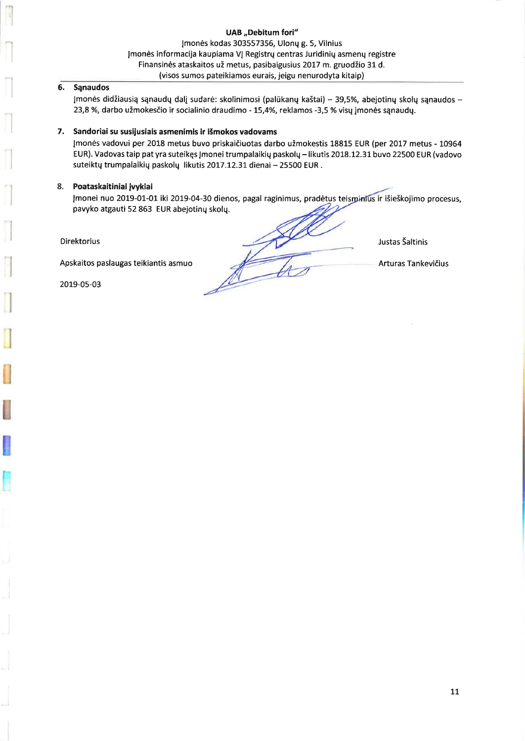**6. Sąnaudos**

Įmonės didžiausią sąnaudų dalį sudarė: skolinimosi (palūkanų kaštai) – 39,5%, abejotinų skolų sąnaudos – 23,8 %, darbo užmokesčio ir socialinio draudimo - 15,4%, reklamos -3,5 % visų įmonės sąnaudų.

**7. Sandoriai su susijusiais asmenimis ir išmokos vadovams**

Įmonės vadovui per 2018 metus buvo priskaičiuotas darbo užmokestis 18815 EUR (per 2017 metus - 10964 EUR). Vadovas taip pat yra suteikęs Įmonei trumpalaikių paskolų – likutis 2018.12.31 buvo 22500 EUR (vadovo suteiktų trumpalaikių paskolų likutis 2017.12.31 dienai – 25500 EUR .

8. **Poataskaitiniai įvykiai**

Įmonei nuo 2019-01-01 iki 2019-04-30 dienos, pagal raginimus, pradėtus teisminius ir išieškojimo procesus, pavyko atgauti 52 863 EUR abejotinų skolų.

Direktorius Justas Šaltinis

Apskaitos paslaugas teikiantis asmuo Arturas Tankevičius

2019-05-03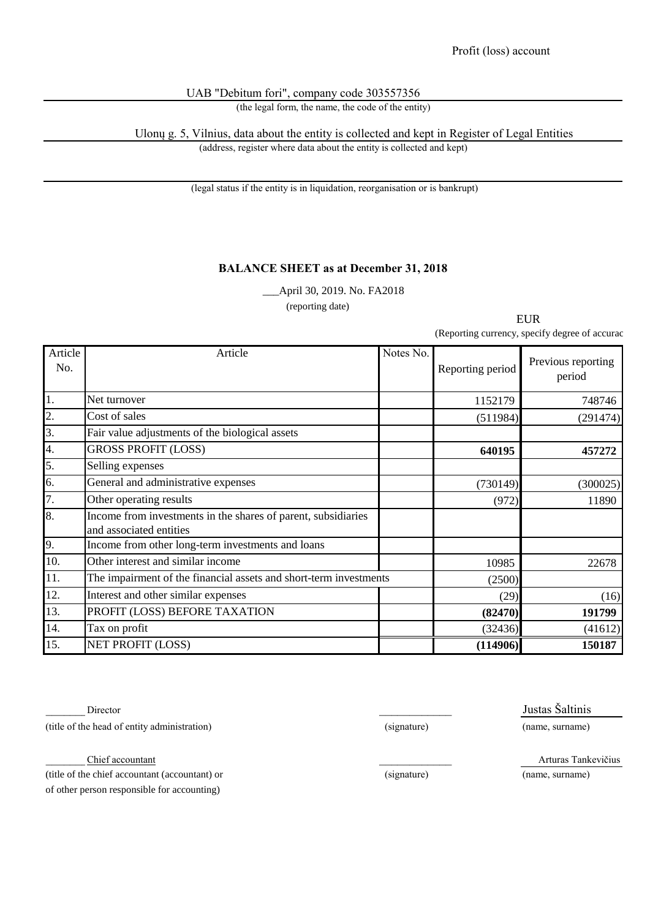Profit (loss) account

UAB "Debitum fori", company code 303557356

(the legal form, the name, the code of the entity)

Ulonų g. 5, Vilnius, data about the entity is collected and kept in Register of Legal Entities

(address, register where data about the entity is collected and kept)

(legal status if the entity is in liquidation, reorganisation or is bankrupt)

## BALANCE SHEET as at December 31, 2018

___April 30, 2019. No. FA2018

(reporting date)

EUR

(Reporting currency, specify degree of accurac

| Article No. | Article | Notes No. | Reporting period | Previous reporting period |
|---|---|---|---|---|
| 1. | Net turnover | | 1152179 | 748746 |
| 2. | Cost of sales | | (511984) | (291474) |
| 3. | Fair value adjustments of the biological assets | | | |
| 4. | GROSS PROFIT (LOSS) | | **640195** | **457272** |
| 5. | Selling expenses | | | |
| 6. | General and administrative expenses | | (730149) | (300025) |
| 7. | Other operating results | | (972) | 11890 |
| 8. | Income from investments in the shares of parent, subsidiaries and associated entities | | | |
| 9. | Income from other long-term investments and loans | | | |
| 10. | Other interest and similar income | | 10985 | 22678 |
| 11. | The impairment of the financial assets and short-term investments | | (2500) | |
| 12. | Interest and other similar expenses | | (29) | (16) |
| 13. | PROFIT (LOSS) BEFORE TAXATION | | **(82470)** | **191799** |
| 14. | Tax on profit | | (32436) | (41612) |
| 15. | NET PROFIT (LOSS) | | **(114906)** | **150187** |

________ Director ______________ Justas Šaltinis

(title of the head of entity administration) (signature) (name, surname)

________ Chief accountant ______________ Arturas Tankevičius

(title of the chief accountant (accountant) or of other person responsible for accounting) (signature) (name, surname)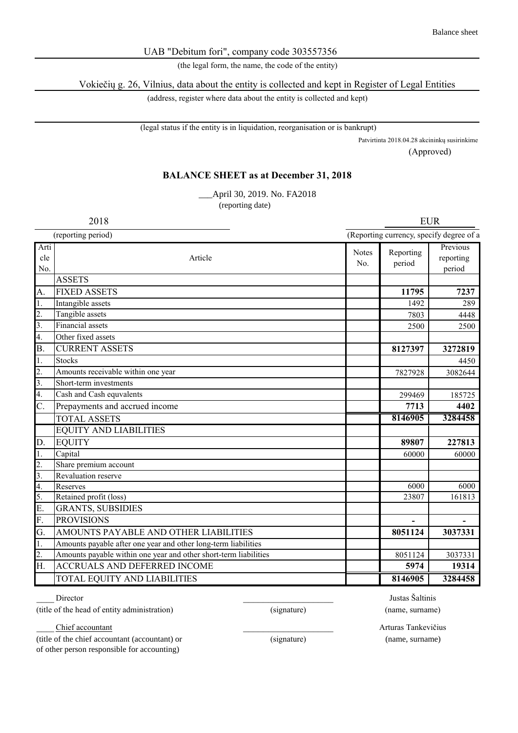Balance sheet

UAB "Debitum fori", company code 303557356

(the legal form, the name, the code of the entity)

Vokiečių g. 26, Vilnius, data about the entity is collected and kept in Register of Legal Entities

(address, register where data about the entity is collected and kept)

(legal status if the entity is in liquidation, reorganisation or is bankrupt)

Patvirtinta 2018.04.28 akcininkų susirinkime

(Approved)

## BALANCE SHEET as at December 31, 2018

___April 30, 2019. No. FA2018

(reporting date)

2018 — (reporting period)

EUR — (Reporting currency, specify degree of a

| Article No. | Article | Notes No. | Reporting period | Previous reporting period |
|---|---|---|---|---|
| | ASSETS | | | |
| A. | FIXED ASSETS | | **11795** | **7237** |
| 1. | Intangible assets | | 1492 | 289 |
| 2. | Tangible assets | | 7803 | 4448 |
| 3. | Financial assets | | 2500 | 2500 |
| 4. | Other fixed assets | | | |
| B. | CURRENT ASSETS | | **8127397** | **3272819** |
| 1. | Stocks | | | 4450 |
| 2. | Amounts receivable within one year | | 7827928 | 3082644 |
| 3. | Short-term investments | | | |
| 4. | Cash and Cash equvalents | | 299469 | 185725 |
| C. | Prepayments and accrued income | | **7713** | **4402** |
| | TOTAL ASSETS | | **8146905** | **3284458** |
| | EQUITY AND LIABILITIES | | | |
| D. | EQUITY | | **89807** | **227813** |
| 1. | Capital | | 60000 | 60000 |
| 2. | Share premium account | | | |
| 3. | Revaluation reserve | | | |
| 4. | Reserves | | 6000 | 6000 |
| 5. | Retained profit (loss) | | 23807 | 161813 |
| E. | GRANTS, SUBSIDIES | | | |
| F. | PROVISIONS | | **-** | **-** |
| G. | AMOUNTS PAYABLE AND OTHER LIABILITIES | | **8051124** | **3037331** |
| 1. | Amounts payable after one year and other long-term liabilities | | | |
| 2. | Amounts payable within one year and other short-term liabilities | | 8051124 | 3037331 |
| H. | ACCRUALS AND DEFERRED INCOME | | **5974** | **19314** |
| | TOTAL EQUITY AND LIABILITIES | | **8146905** | **3284458** |

____ Director — (title of the head of entity administration) — ______________________ (signature) — Justas Šaltinis (name, surname)

____ Chief accountant — (title of the chief accountant (accountant) or of other person responsible for accounting) — ______________________ (signature) — Arturas Tankevičius (name, surname)